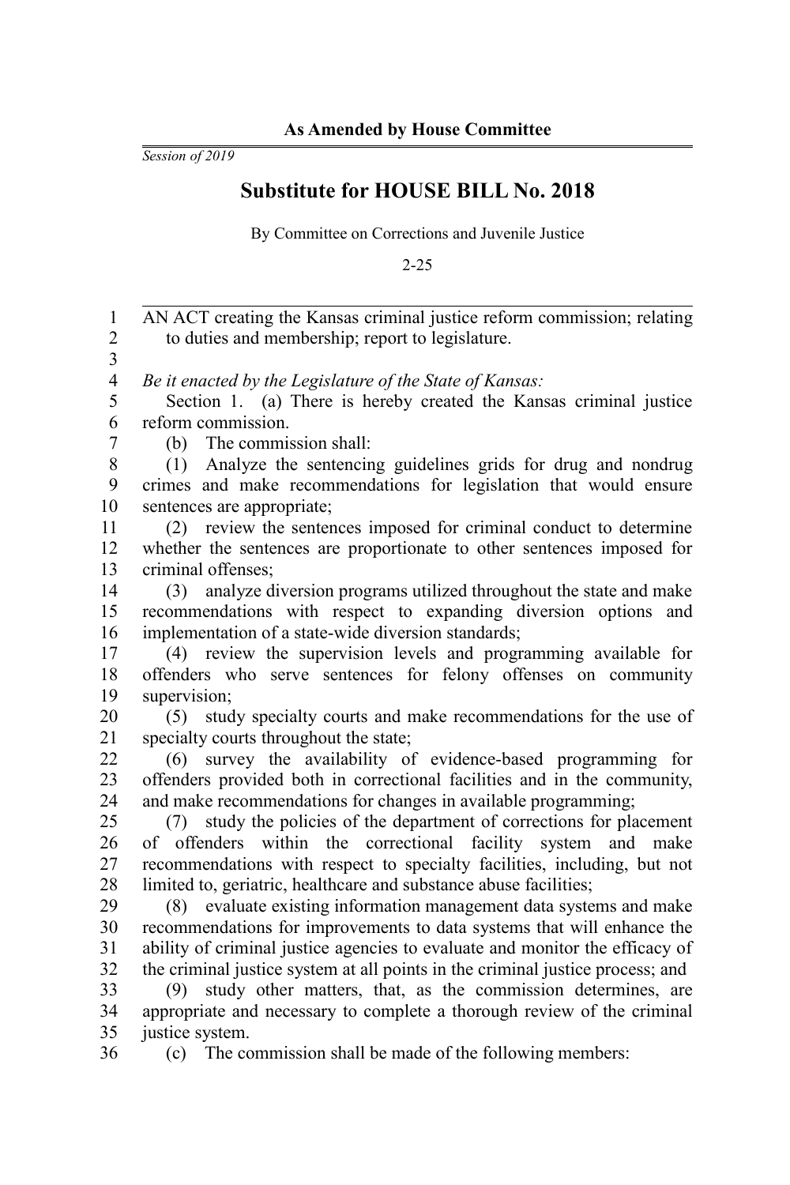**As Amended by House Committee**

*Session of 2019*

# Substitute for HOUSE BILL No. 2018

By Committee on Corrections and Juvenile Justice

2-25

AN ACT creating the Kansas criminal justice reform commission; relating to duties and membership; report to legislature.

*Be it enacted by the Legislature of the State of Kansas:*

Section 1. (a) There is hereby created the Kansas criminal justice reform commission.

(b) The commission shall:

(1) Analyze the sentencing guidelines grids for drug and nondrug crimes and make recommendations for legislation that would ensure sentences are appropriate;

(2) review the sentences imposed for criminal conduct to determine whether the sentences are proportionate to other sentences imposed for criminal offenses;

(3) analyze diversion programs utilized throughout the state and make recommendations with respect to expanding diversion options and implementation of a state-wide diversion standards;

(4) review the supervision levels and programming available for offenders who serve sentences for felony offenses on community supervision;

(5) study specialty courts and make recommendations for the use of specialty courts throughout the state;

(6) survey the availability of evidence-based programming for offenders provided both in correctional facilities and in the community, and make recommendations for changes in available programming;

(7) study the policies of the department of corrections for placement of offenders within the correctional facility system and make recommendations with respect to specialty facilities, including, but not limited to, geriatric, healthcare and substance abuse facilities;

(8) evaluate existing information management data systems and make recommendations for improvements to data systems that will enhance the ability of criminal justice agencies to evaluate and monitor the efficacy of the criminal justice system at all points in the criminal justice process; and

(9) study other matters, that, as the commission determines, are appropriate and necessary to complete a thorough review of the criminal justice system.

(c) The commission shall be made of the following members: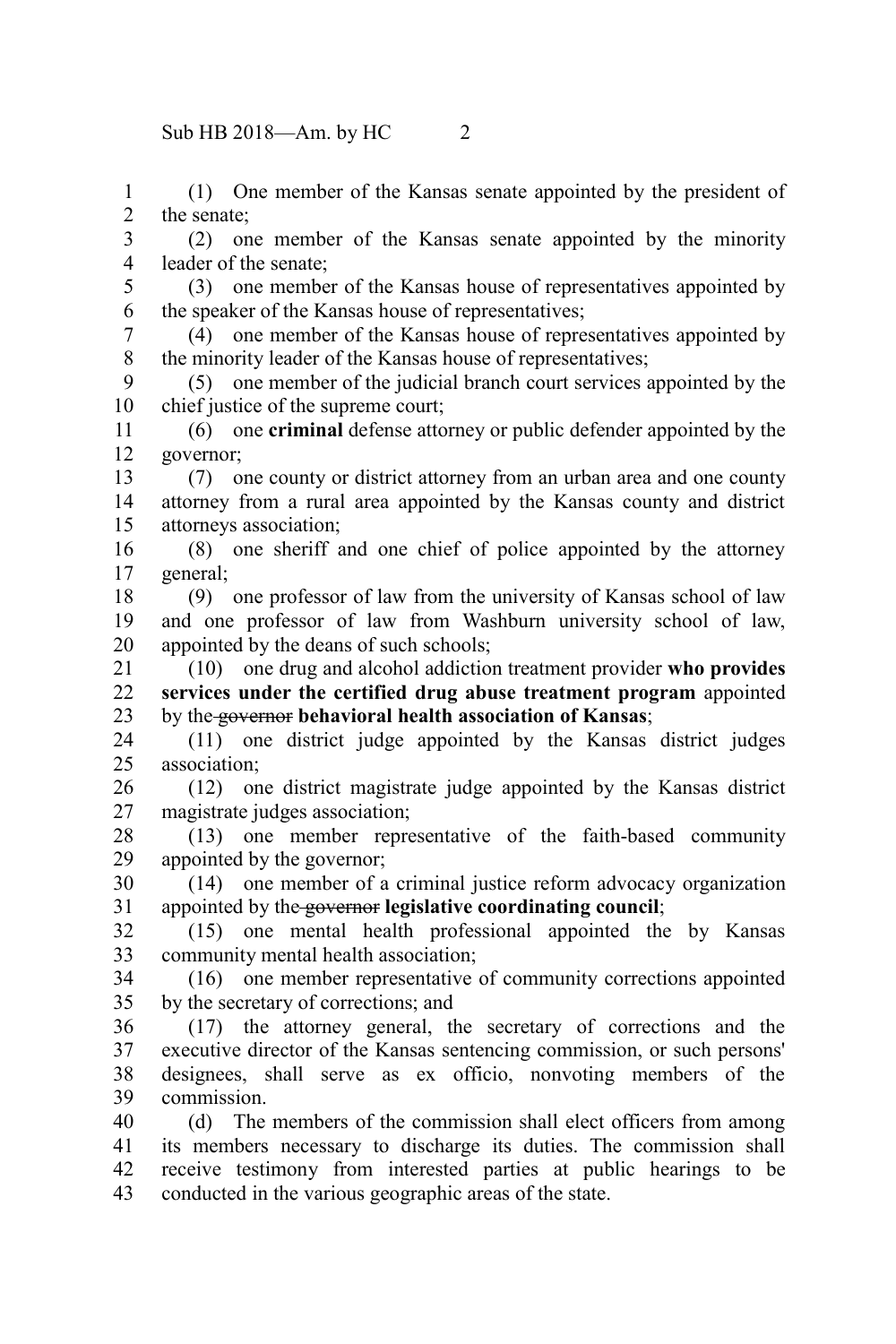(1) One member of the Kansas senate appointed by the president of the senate;

(2) one member of the Kansas senate appointed by the minority leader of the senate;

(3) one member of the Kansas house of representatives appointed by the speaker of the Kansas house of representatives;

(4) one member of the Kansas house of representatives appointed by the minority leader of the Kansas house of representatives;

(5) one member of the judicial branch court services appointed by the chief justice of the supreme court;

(6) one **criminal** defense attorney or public defender appointed by the governor;

(7) one county or district attorney from an urban area and one county attorney from a rural area appointed by the Kansas county and district attorneys association;

(8) one sheriff and one chief of police appointed by the attorney general;

(9) one professor of law from the university of Kansas school of law and one professor of law from Washburn university school of law, appointed by the deans of such schools;

(10) one drug and alcohol addiction treatment provider **who provides services under the certified drug abuse treatment program** appointed by the ~~governor~~ **behavioral health association of Kansas**;

(11) one district judge appointed by the Kansas district judges association;

(12) one district magistrate judge appointed by the Kansas district magistrate judges association;

(13) one member representative of the faith-based community appointed by the governor;

(14) one member of a criminal justice reform advocacy organization appointed by the ~~governor~~ **legislative coordinating council**;

(15) one mental health professional appointed the by Kansas community mental health association;

(16) one member representative of community corrections appointed by the secretary of corrections; and

(17) the attorney general, the secretary of corrections and the executive director of the Kansas sentencing commission, or such persons' designees, shall serve as ex officio, nonvoting members of the commission.

(d) The members of the commission shall elect officers from among its members necessary to discharge its duties. The commission shall receive testimony from interested parties at public hearings to be conducted in the various geographic areas of the state.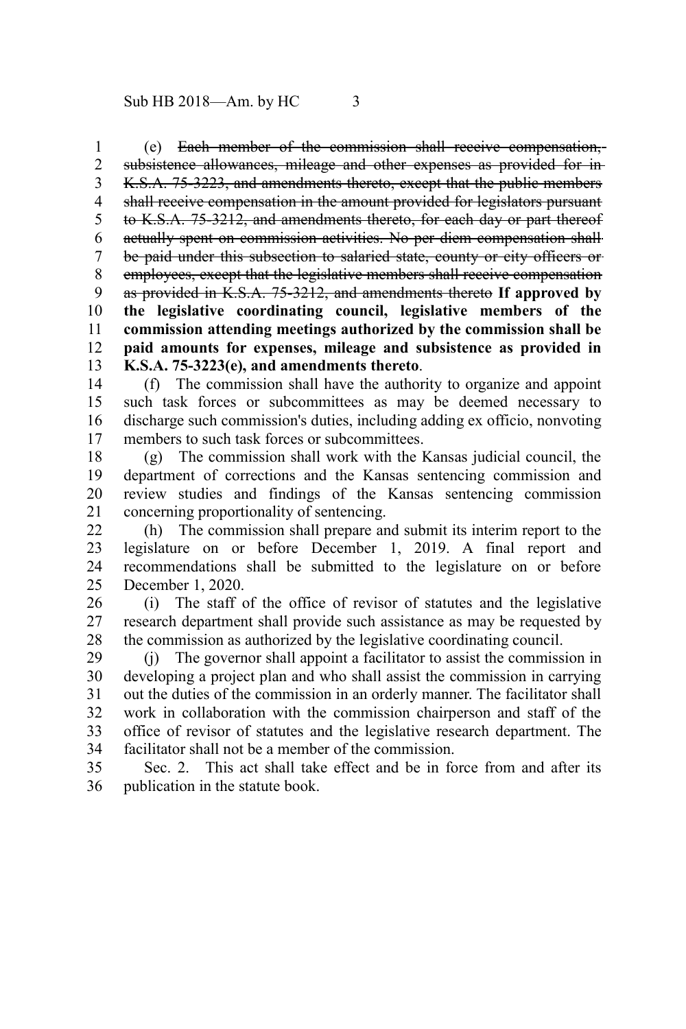(e) ~~Each member of the commission shall receive compensation, subsistence allowances, mileage and other expenses as provided for in K.S.A. 75-3223, and amendments thereto, except that the public members shall receive compensation in the amount provided for legislators pursuant to K.S.A. 75-3212, and amendments thereto, for each day or part thereof actually spent on commission activities. No per diem compensation shall be paid under this subsection to salaried state, county or city officers or employees, except that the legislative members shall receive compensation as provided in K.S.A. 75-3212, and amendments thereto~~ **If approved by the legislative coordinating council, legislative members of the commission attending meetings authorized by the commission shall be paid amounts for expenses, mileage and subsistence as provided in K.S.A. 75-3223(e), and amendments thereto**.

(f) The commission shall have the authority to organize and appoint such task forces or subcommittees as may be deemed necessary to discharge such commission's duties, including adding ex officio, nonvoting members to such task forces or subcommittees.

(g) The commission shall work with the Kansas judicial council, the department of corrections and the Kansas sentencing commission and review studies and findings of the Kansas sentencing commission concerning proportionality of sentencing.

(h) The commission shall prepare and submit its interim report to the legislature on or before December 1, 2019. A final report and recommendations shall be submitted to the legislature on or before December 1, 2020.

(i) The staff of the office of revisor of statutes and the legislative research department shall provide such assistance as may be requested by the commission as authorized by the legislative coordinating council.

(j) The governor shall appoint a facilitator to assist the commission in developing a project plan and who shall assist the commission in carrying out the duties of the commission in an orderly manner. The facilitator shall work in collaboration with the commission chairperson and staff of the office of revisor of statutes and the legislative research department. The facilitator shall not be a member of the commission.

Sec. 2. This act shall take effect and be in force from and after its publication in the statute book.